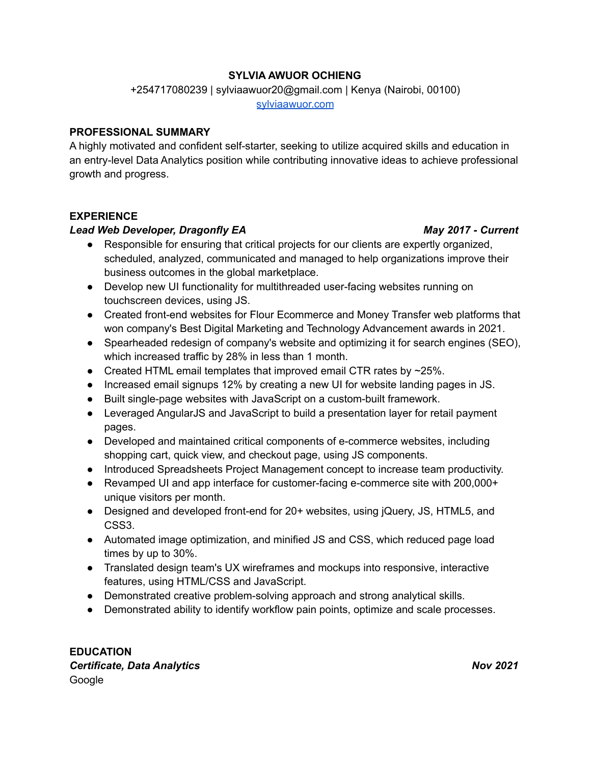# SYLVIA AWUOR OCHIENG

+254717080239 | sylviaawuor20@gmail.com | Kenya (Nairobi, 00100)

[sylviaawuor.com](sylviaawuor.com)

## PROFESSIONAL SUMMARY

A highly motivated and confident self-starter, seeking to utilize acquired skills and education in an entry-level Data Analytics position while contributing innovative ideas to achieve professional growth and progress.

## EXPERIENCE

***Lead Web Developer, Dragonfly EA*** — ***May 2017 - Current***

- Responsible for ensuring that critical projects for our clients are expertly organized, scheduled, analyzed, communicated and managed to help organizations improve their business outcomes in the global marketplace.
- Develop new UI functionality for multithreaded user-facing websites running on touchscreen devices, using JS.
- Created front-end websites for Flour Ecommerce and Money Transfer web platforms that won company's Best Digital Marketing and Technology Advancement awards in 2021.
- Spearheaded redesign of company's website and optimizing it for search engines (SEO), which increased traffic by 28% in less than 1 month.
- Created HTML email templates that improved email CTR rates by ~25%.
- Increased email signups 12% by creating a new UI for website landing pages in JS.
- Built single-page websites with JavaScript on a custom-built framework.
- Leveraged AngularJS and JavaScript to build a presentation layer for retail payment pages.
- Developed and maintained critical components of e-commerce websites, including shopping cart, quick view, and checkout page, using JS components.
- Introduced Spreadsheets Project Management concept to increase team productivity.
- Revamped UI and app interface for customer-facing e-commerce site with 200,000+ unique visitors per month.
- Designed and developed front-end for 20+ websites, using jQuery, JS, HTML5, and CSS3.
- Automated image optimization, and minified JS and CSS, which reduced page load times by up to 30%.
- Translated design team's UX wireframes and mockups into responsive, interactive features, using HTML/CSS and JavaScript.
- Demonstrated creative problem-solving approach and strong analytical skills.
- Demonstrated ability to identify workflow pain points, optimize and scale processes.

## EDUCATION

***Certificate, Data Analytics*** — ***Nov 2021***

Google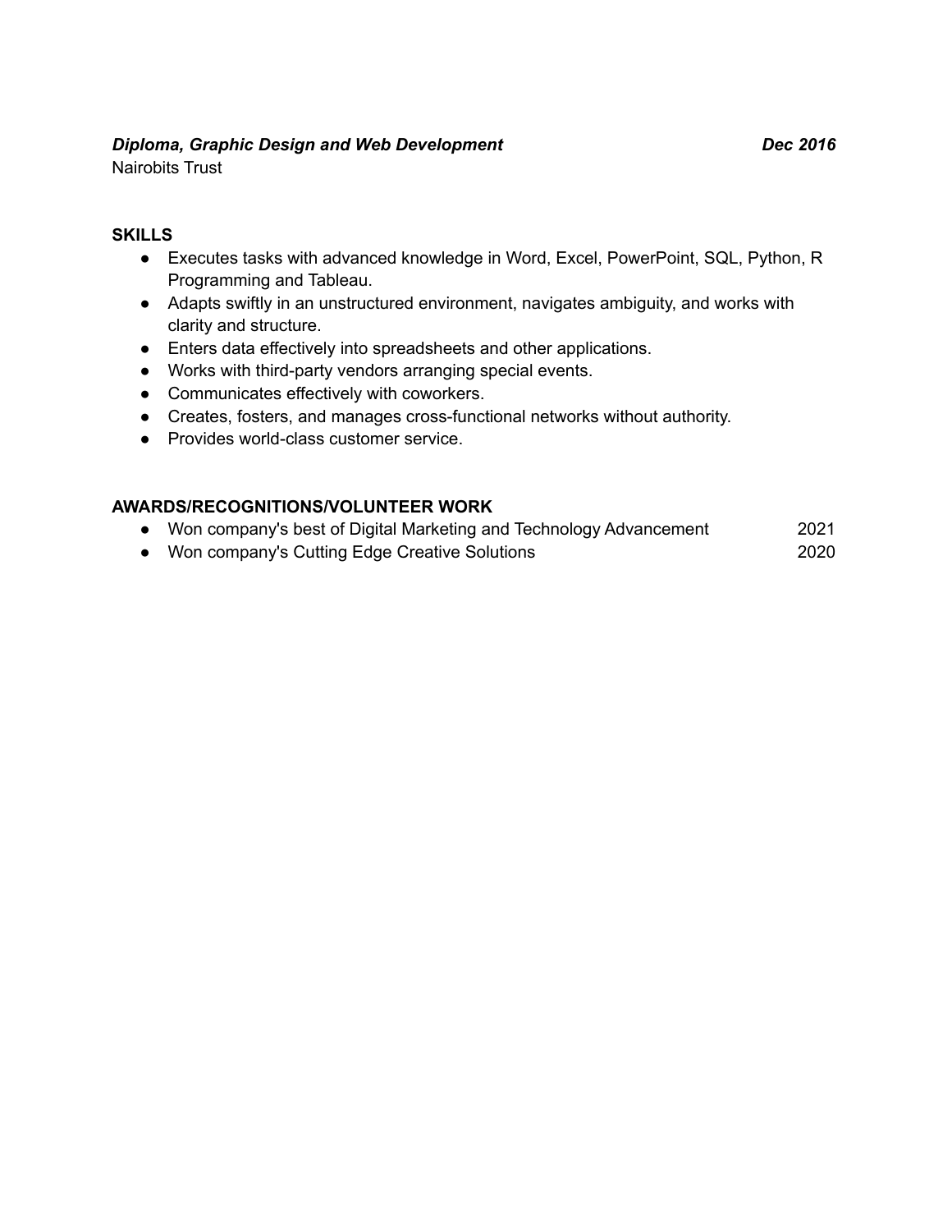***Diploma, Graphic Design and Web Development*** ***Dec 2016***

Nairobits Trust

**SKILLS**

- Executes tasks with advanced knowledge in Word, Excel, PowerPoint, SQL, Python, R Programming and Tableau.
- Adapts swiftly in an unstructured environment, navigates ambiguity, and works with clarity and structure.
- Enters data effectively into spreadsheets and other applications.
- Works with third-party vendors arranging special events.
- Communicates effectively with coworkers.
- Creates, fosters, and manages cross-functional networks without authority.
- Provides world-class customer service.

**AWARDS/RECOGNITIONS/VOLUNTEER WORK**

- Won company's best of Digital Marketing and Technology Advancement 2021
- Won company's Cutting Edge Creative Solutions 2020